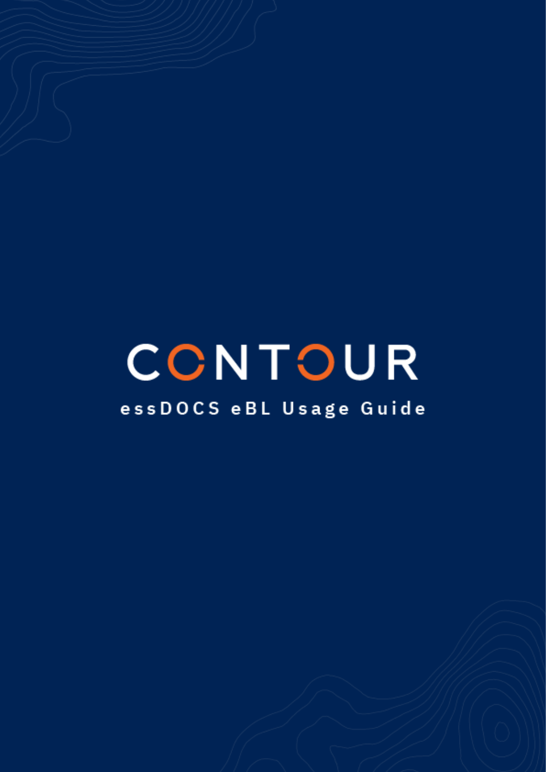# CONTOUR

## essDOCS eBL Usage Guide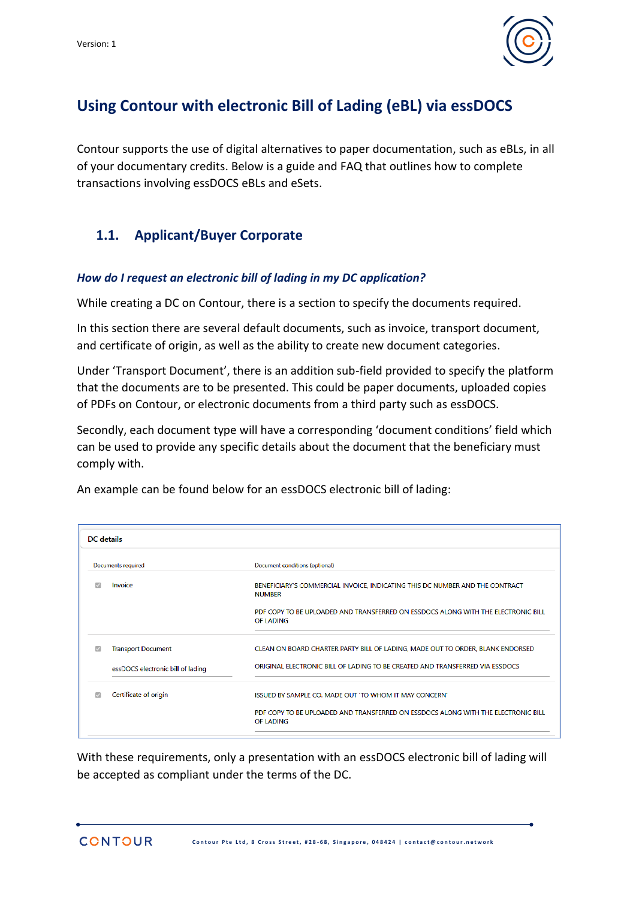# Using Contour with electronic Bill of Lading (eBL) via essDOCS

Contour supports the use of digital alternatives to paper documentation, such as eBLs, in all of your documentary credits. Below is a guide and FAQ that outlines how to complete transactions involving essDOCS eBLs and eSets.

## 1.1. Applicant/Buyer Corporate

***How do I request an electronic bill of lading in my DC application?***

While creating a DC on Contour, there is a section to specify the documents required.

In this section there are several default documents, such as invoice, transport document, and certificate of origin, as well as the ability to create new document categories.

Under 'Transport Document', there is an addition sub-field provided to specify the platform that the documents are to be presented. This could be paper documents, uploaded copies of PDFs on Contour, or electronic documents from a third party such as essDOCS.

Secondly, each document type will have a corresponding 'document conditions' field which can be used to provide any specific details about the document that the beneficiary must comply with.

An example can be found below for an essDOCS electronic bill of lading:

**DC details**

| Documents required | Document conditions (optional) |
| --- | --- |
| Invoice | BENEFICIARY'S COMMERCIAL INVOICE, INDICATING THIS DC NUMBER AND THE CONTRACT NUMBER<br>PDF COPY TO BE UPLOADED AND TRANSFERRED ON ESSDOCS ALONG WITH THE ELECTRONIC BILL OF LADING |
| Transport Document<br>essDOCS electronic bill of lading | CLEAN ON BOARD CHARTER PARTY BILL OF LADING, MADE OUT TO ORDER, BLANK ENDORSED<br>ORIGINAL ELECTRONIC BILL OF LADING TO BE CREATED AND TRANSFERRED VIA ESSDOCS |
| Certificate of origin | ISSUED BY SAMPLE CO. MADE OUT 'TO WHOM IT MAY CONCERN'<br>PDF COPY TO BE UPLOADED AND TRANSFERRED ON ESSDOCS ALONG WITH THE ELECTRONIC BILL OF LADING |

With these requirements, only a presentation with an essDOCS electronic bill of lading will be accepted as compliant under the terms of the DC.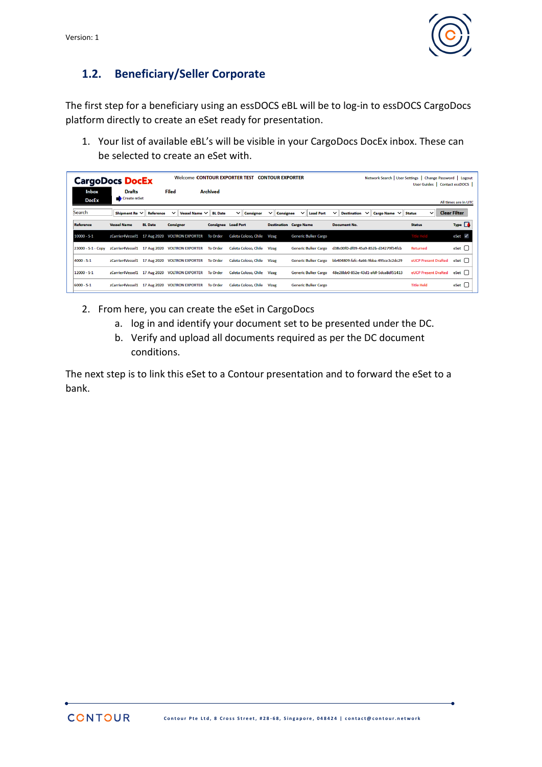## 1.2. Beneficiary/Seller Corporate

The first step for a beneficiary using an essDOCS eBL will be to log-in to essDOCS CargoDocs platform directly to create an eSet ready for presentation.

1. Your list of available eBL's will be visible in your CargoDocs DocEx inbox. These can be selected to create an eSet with.

| Reference | Vessel Name | BL Date | Consignor | Consignee | Load Port | Destination | Cargo Name | Document No. | Status | Type |
|---|---|---|---|---|---|---|---|---|---|---|
| 10000 - S-1 | zCarrier4Vessel1 | 17 Aug 2020 | VOLTRON EXPORTER | To Order | Caleta Coloso, Chile | Vizag | Generic Bulker Cargo | | Title Held | eSet |
| 23000 - S-1 - Copy | zCarrier4Vessel1 | 17 Aug 2020 | VOLTRON EXPORTER | To Order | Caleta Coloso, Chile | Vizag | Generic Bulker Cargo | d38c00f0-df09-45a9-852b-d34279f54fcb | Returned | eSet |
| 4000 - S-1 | zCarrier4Vessel1 | 17 Aug 2020 | VOLTRON EXPORTER | To Order | Caleta Coloso, Chile | Vizag | Generic Bulker Cargo | bb404809-fafc-4a66-9bba-495ce3c2dc29 | eUCP Present Drafted | eSet |
| 12000 - S-1 | zCarrier4Vessel1 | 17 Aug 2020 | VOLTRON EXPORTER | To Order | Caleta Coloso, Chile | Vizag | Generic Bulker Cargo | 48e28bb0-852e-43d1-afdf-5dca8df51413 | eUCP Present Drafted | eSet |
| 6000 - S-1 | zCarrier4Vessel1 | 17 Aug 2020 | VOLTRON EXPORTER | To Order | Caleta Coloso, Chile | Vizag | Generic Bulker Cargo | | Title Held | eSet |

2. From here, you can create the eSet in CargoDocs
   a. log in and identify your document set to be presented under the DC.
   b. Verify and upload all documents required as per the DC document conditions.

The next step is to link this eSet to a Contour presentation and to forward the eSet to a bank.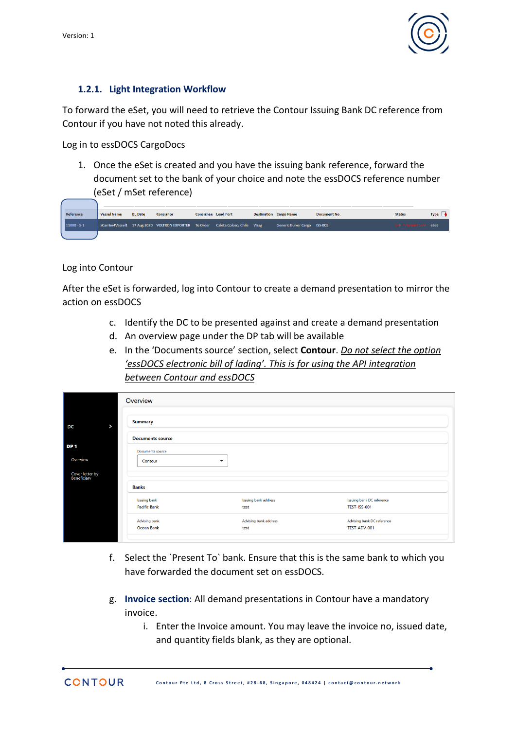### 1.2.1. Light Integration Workflow

To forward the eSet, you will need to retrieve the Contour Issuing Bank DC reference from Contour if you have not noted this already.

Log in to essDOCS CargoDocs

1. Once the eSet is created and you have the issuing bank reference, forward the document set to the bank of your choice and note the essDOCS reference number (eSet / mSet reference)

| Reference | Vessel Name | BL Date | Consignor | Consignee | Load Port | Destination | Cargo Name | Document No. | Status | Type |
|---|---|---|---|---|---|---|---|---|---|---|
| 11000 - 5-1 | zCarrier4Vessel1 | 17 Aug 2020 | VOLTRON EXPORTER | To Order | Caleta Coloso, Chile | Vizag | Generic Bulker Cargo | ISS-005 | | eSet |

Log into Contour

After the eSet is forwarded, log into Contour to create a demand presentation to mirror the action on essDOCS

c. Identify the DC to be presented against and create a demand presentation
d. An overview page under the DP tab will be available
e. In the 'Documents source' section, select **Contour**. *Do not select the option 'essDOCS electronic bill of lading'. This is for using the API integration between Contour and essDOCS*

Overview

Summary

Documents source

Documents source: Contour

Banks

| Issuing bank | Issuing bank address | Issuing bank DC reference |
|---|---|---|
| Pacific Bank | test | TEST-ISS-001 |

| Advising bank | Advising bank address | Advising bank DC reference |
|---|---|---|
| Ocean Bank | test | TEST-ADV-001 |

f. Select the `Present To` bank. Ensure that this is the same bank to which you have forwarded the document set on essDOCS.

g. **Invoice section**: All demand presentations in Contour have a mandatory invoice.
   i. Enter the Invoice amount. You may leave the invoice no, issued date, and quantity fields blank, as they are optional.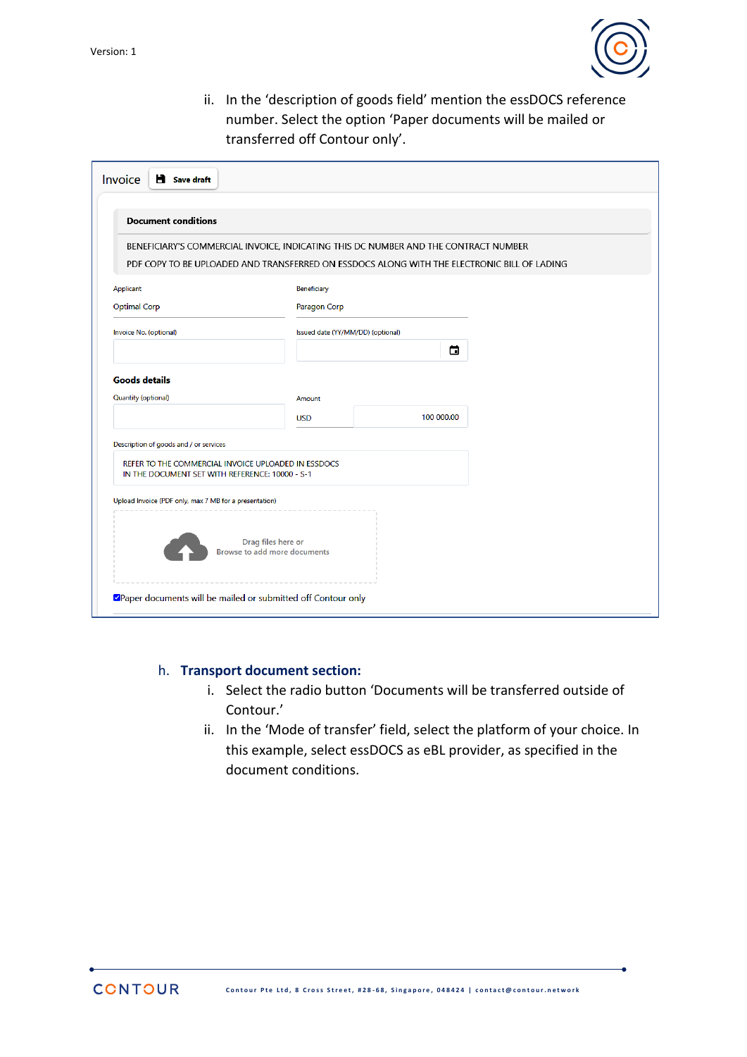ii. In the 'description of goods field' mention the essDOCS reference number. Select the option 'Paper documents will be mailed or transferred off Contour only'.

Invoice | Save draft

**Document conditions**

BENEFICIARY'S COMMERCIAL INVOICE, INDICATING THIS DC NUMBER AND THE CONTRACT NUMBER

PDF COPY TO BE UPLOADED AND TRANSFERRED ON ESSDOCS ALONG WITH THE ELECTRONIC BILL OF LADING

Applicant: Optimal Corp

Beneficiary: Paragon Corp

Invoice No. (optional)

Issued date (YY/MM/DD) (optional)

**Goods details**

Quantity (optional)

Amount: USD 100 000.00

Description of goods and / or services

REFER TO THE COMMERCIAL INVOICE UPLOADED IN ESSDOCS
IN THE DOCUMENT SET WITH REFERENCE: 10000 - S-1

Upload Invoice (PDF only, max 7 MB for a presentation)

Drag files here or
Browse to add more documents

☑ Paper documents will be mailed or submitted off Contour only

### h. Transport document section:

i. Select the radio button 'Documents will be transferred outside of Contour.'

ii. In the 'Mode of transfer' field, select the platform of your choice. In this example, select essDOCS as eBL provider, as specified in the document conditions.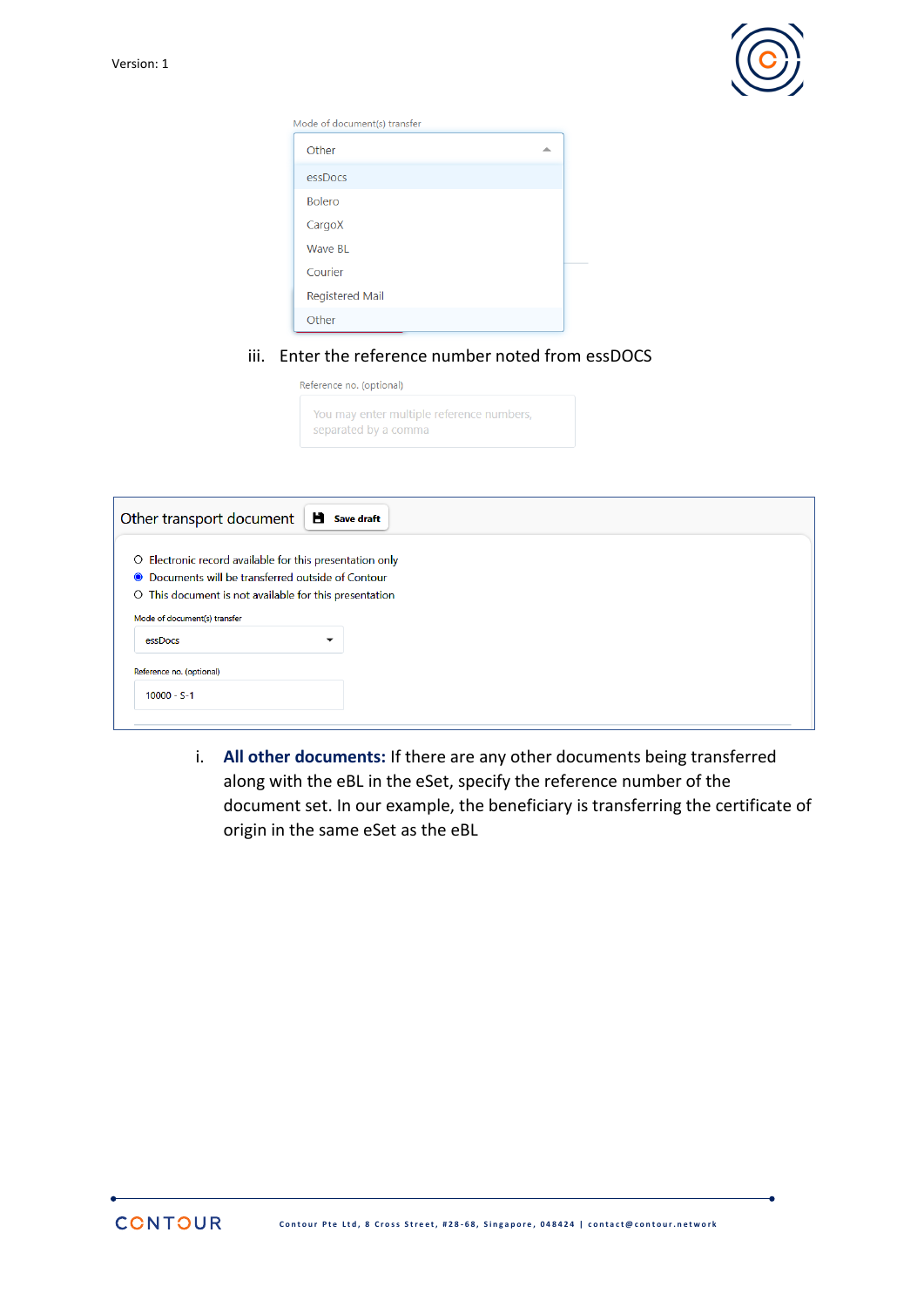Mode of document(s) transfer

Other

- essDocs
- Bolero
- CargoX
- Wave BL
- Courier
- Registered Mail
- Other

iii. Enter the reference number noted from essDOCS

Reference no. (optional)

You may enter multiple reference numbers, separated by a comma

Other transport document **Save draft**

- ○ Electronic record available for this presentation only
- ● Documents will be transferred outside of Contour
- ○ This document is not available for this presentation

Mode of document(s) transfer

essDocs

Reference no. (optional)

10000 - S-1

i. **All other documents:** If there are any other documents being transferred along with the eBL in the eSet, specify the reference number of the document set. In our example, the beneficiary is transferring the certificate of origin in the same eSet as the eBL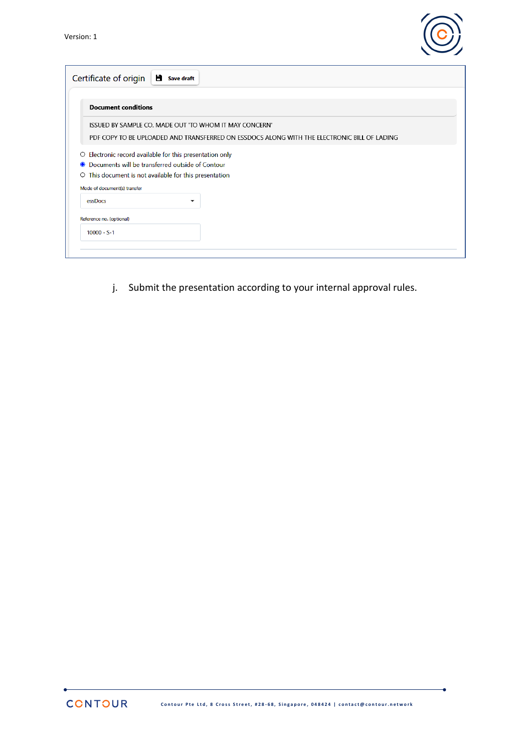Certificate of origin

Save draft

**Document conditions**

ISSUED BY SAMPLE CO. MADE OUT 'TO WHOM IT MAY CONCERN'

PDF COPY TO BE UPLOADED AND TRANSFERRED ON ESSDOCS ALONG WITH THE ELECTRONIC BILL OF LADING

- ○ Electronic record available for this presentation only
- ● Documents will be transferred outside of Contour
- ○ This document is not available for this presentation

Mode of document(s) transfer

essDocs

Reference no. (optional)

10000 - S-1

j. Submit the presentation according to your internal approval rules.